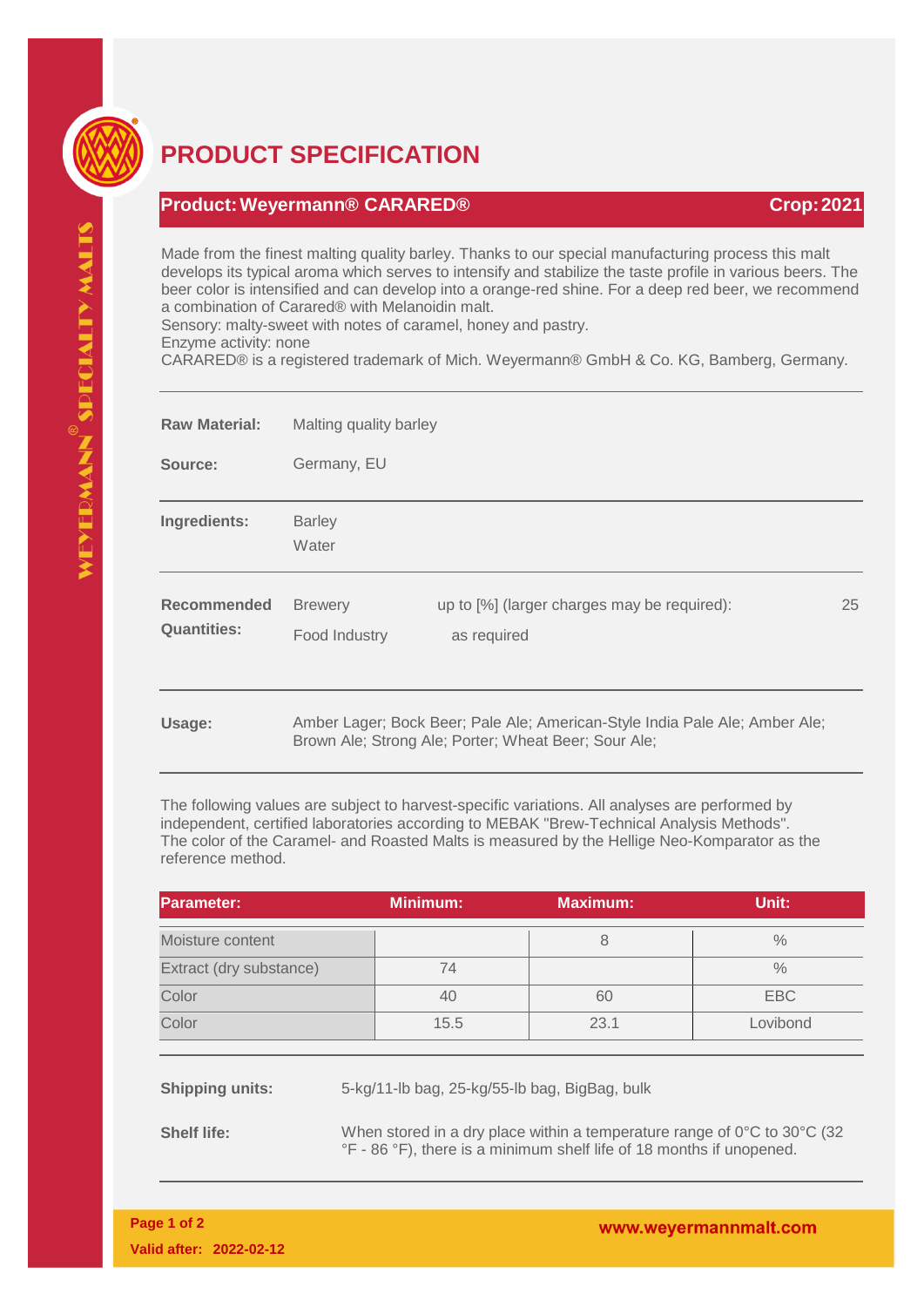# PRODUCT SPECIFICATION

**Product: Weyermann® CARARED®** **Crop: 2021**

Made from the finest malting quality barley. Thanks to our special manufacturing process this malt develops its typical aroma which serves to intensify and stabilize the taste profile in various beers. The beer color is intensified and can develop into a orange-red shine. For a deep red beer, we recommend a combination of Carared® with Melanoidin malt.
Sensory: malty-sweet with notes of caramel, honey and pastry.
Enzyme activity: none
CARARED® is a registered trademark of Mich. Weyermann® GmbH & Co. KG, Bamberg, Germany.

**Raw Material:** Malting quality barley

**Source:** Germany, EU

**Ingredients:** Barley
Water

**Recommended Quantities:**

| | | |
|---|---|---|
| Brewery | up to [%] (larger charges may be required): | 25 |
| Food Industry | as required | |

**Usage:** Amber Lager; Bock Beer; Pale Ale; American-Style India Pale Ale; Amber Ale; Brown Ale; Strong Ale; Porter; Wheat Beer; Sour Ale;

The following values are subject to harvest-specific variations. All analyses are performed by independent, certified laboratories according to MEBAK "Brew-Technical Analysis Methods". The color of the Caramel- and Roasted Malts is measured by the Hellige Neo-Komparator as the reference method.

| Parameter: | Minimum: | Maximum: | Unit: |
|---|---|---|---|
| Moisture content | | 8 | % |
| Extract (dry substance) | 74 | | % |
| Color | 40 | 60 | EBC |
| Color | 15.5 | 23.1 | Lovibond |

**Shipping units:** 5-kg/11-lb bag, 25-kg/55-lb bag, BigBag, bulk

**Shelf life:** When stored in a dry place within a temperature range of 0°C to 30°C (32 °F - 86 °F), there is a minimum shelf life of 18 months if unopened.

**Valid after: 2022-02-12**

www.weyermannmalt.com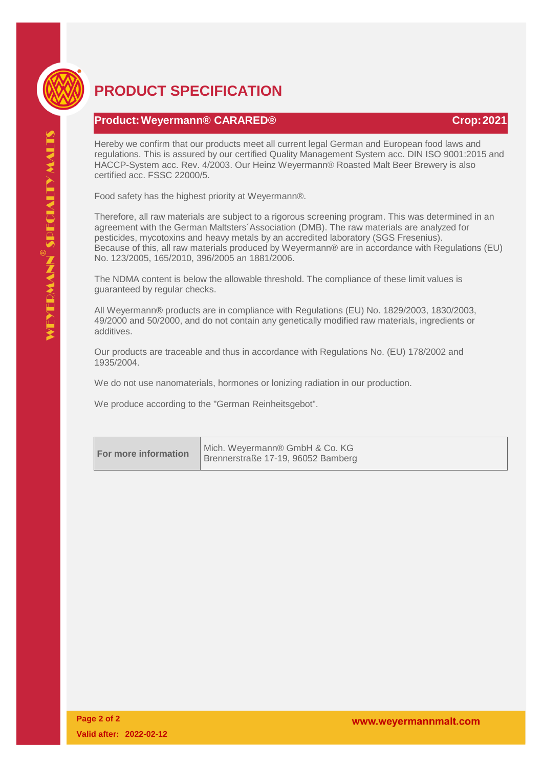# PRODUCT SPECIFICATION

**Product: Weyermann® CARARED®** **Crop: 2021**

Hereby we confirm that our products meet all current legal German and European food laws and regulations. This is assured by our certified Quality Management System acc. DIN ISO 9001:2015 and HACCP-System acc. Rev. 4/2003. Our Heinz Weyermann® Roasted Malt Beer Brewery is also certified acc. FSSC 22000/5.

Food safety has the highest priority at Weyermann®.

Therefore, all raw materials are subject to a rigorous screening program. This was determined in an agreement with the German Maltsters´Association (DMB). The raw materials are analyzed for pesticides, mycotoxins and heavy metals by an accredited laboratory (SGS Fresenius). Because of this, all raw materials produced by Weyermann® are in accordance with Regulations (EU) No. 123/2005, 165/2010, 396/2005 an 1881/2006.

The NDMA content is below the allowable threshold. The compliance of these limit values is guaranteed by regular checks.

All Weyermann® products are in compliance with Regulations (EU) No. 1829/2003, 1830/2003, 49/2000 and 50/2000, and do not contain any genetically modified raw materials, ingredients or additives.

Our products are traceable and thus in accordance with Regulations No. (EU) 178/2002 and 1935/2004.

We do not use nanomaterials, hormones or Ionizing radiation in our production.

We produce according to the "German Reinheitsgebot".

| | |
|---|---|
| **For more information** | Mich. Weyermann® GmbH & Co. KG<br>Brennerstraße 17-19, 96052 Bamberg |

**Valid after: 2022-02-12**

www.weyermannmalt.com